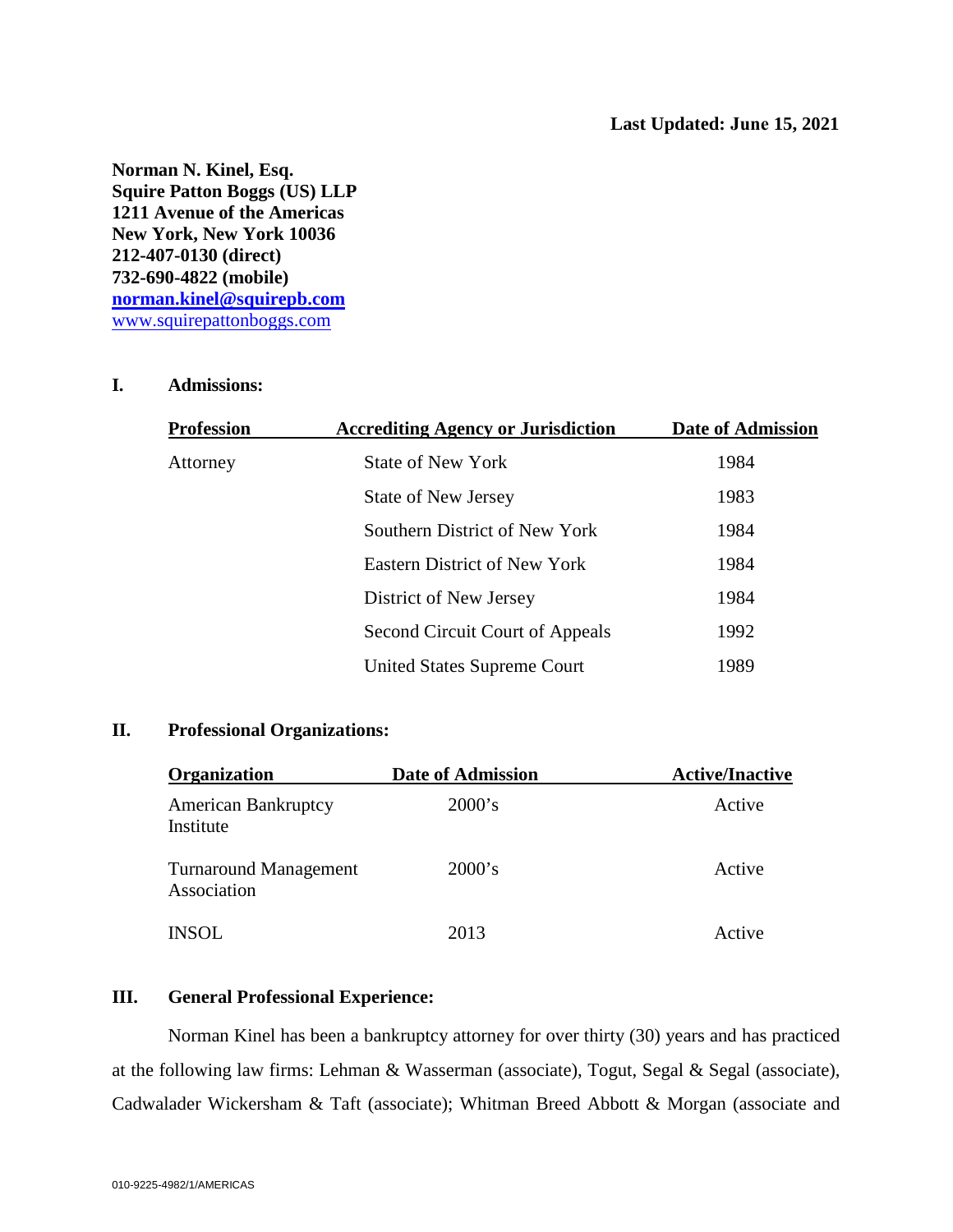**Last Updated: June 15, 2021**

**Norman N. Kinel, Esq.**
**Squire Patton Boggs (US) LLP**
**1211 Avenue of the Americas**
**New York, New York 10036**
**212-407-0130 (direct)**
**732-690-4822 (mobile)**
**norman.kinel@squirepb.com**
www.squirepattonboggs.com

## I. Admissions:

| Profession | Accrediting Agency or Jurisdiction | Date of Admission |
|---|---|---|
| Attorney | State of New York | 1984 |
| | State of New Jersey | 1983 |
| | Southern District of New York | 1984 |
| | Eastern District of New York | 1984 |
| | District of New Jersey | 1984 |
| | Second Circuit Court of Appeals | 1992 |
| | United States Supreme Court | 1989 |

## II. Professional Organizations:

| Organization | Date of Admission | Active/Inactive |
|---|---|---|
| American Bankruptcy Institute | 2000's | Active |
| Turnaround Management Association | 2000's | Active |
| INSOL | 2013 | Active |

## III. General Professional Experience:

Norman Kinel has been a bankruptcy attorney for over thirty (30) years and has practiced at the following law firms: Lehman & Wasserman (associate), Togut, Segal & Segal (associate), Cadwalader Wickersham & Taft (associate); Whitman Breed Abbott & Morgan (associate and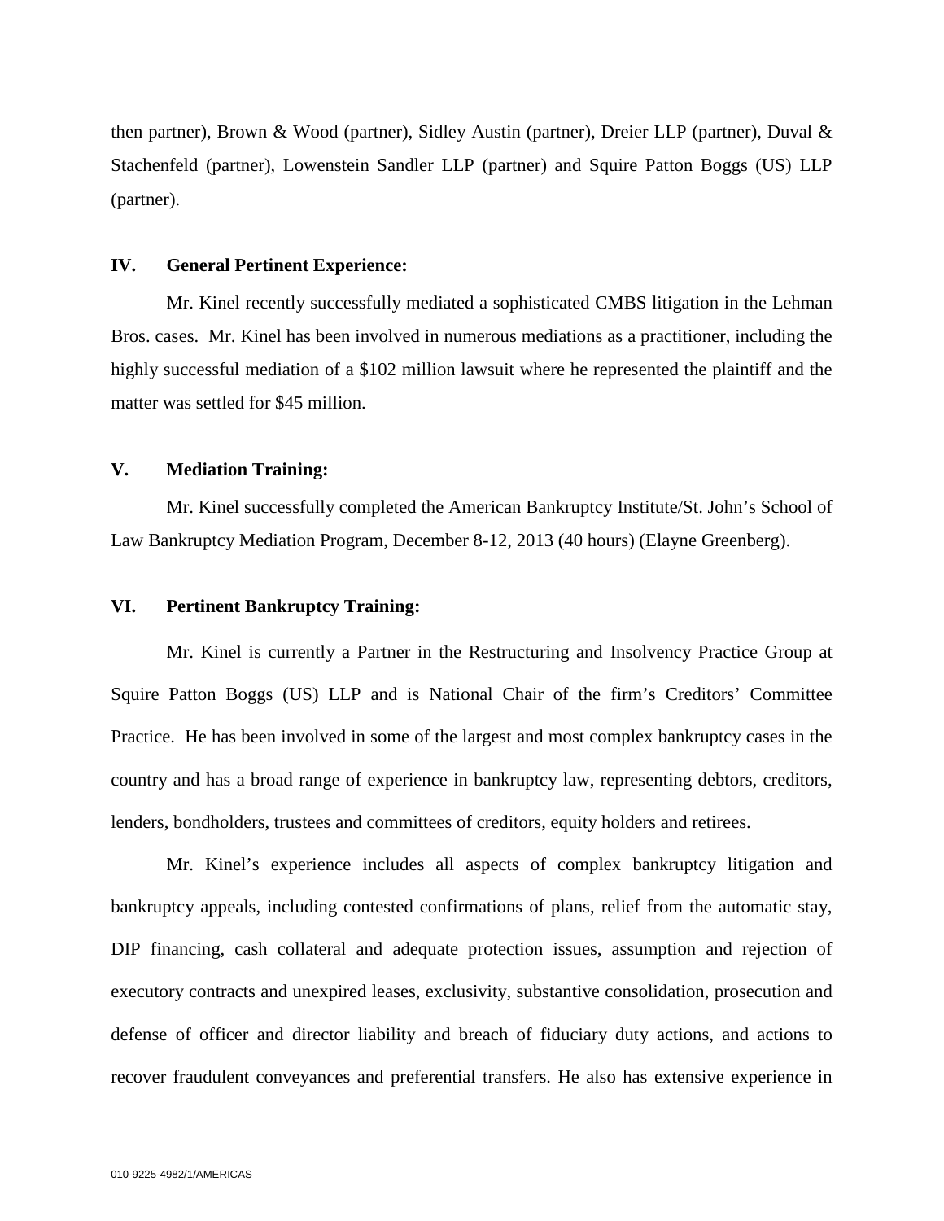then partner), Brown & Wood (partner), Sidley Austin (partner), Dreier LLP (partner), Duval & Stachenfeld (partner), Lowenstein Sandler LLP (partner) and Squire Patton Boggs (US) LLP (partner).

## IV. General Pertinent Experience:

Mr. Kinel recently successfully mediated a sophisticated CMBS litigation in the Lehman Bros. cases. Mr. Kinel has been involved in numerous mediations as a practitioner, including the highly successful mediation of a $102 million lawsuit where he represented the plaintiff and the matter was settled for $45 million.

## V. Mediation Training:

Mr. Kinel successfully completed the American Bankruptcy Institute/St. John's School of Law Bankruptcy Mediation Program, December 8-12, 2013 (40 hours) (Elayne Greenberg).

## VI. Pertinent Bankruptcy Training:

Mr. Kinel is currently a Partner in the Restructuring and Insolvency Practice Group at Squire Patton Boggs (US) LLP and is National Chair of the firm's Creditors' Committee Practice. He has been involved in some of the largest and most complex bankruptcy cases in the country and has a broad range of experience in bankruptcy law, representing debtors, creditors, lenders, bondholders, trustees and committees of creditors, equity holders and retirees.

Mr. Kinel's experience includes all aspects of complex bankruptcy litigation and bankruptcy appeals, including contested confirmations of plans, relief from the automatic stay, DIP financing, cash collateral and adequate protection issues, assumption and rejection of executory contracts and unexpired leases, exclusivity, substantive consolidation, prosecution and defense of officer and director liability and breach of fiduciary duty actions, and actions to recover fraudulent conveyances and preferential transfers. He also has extensive experience in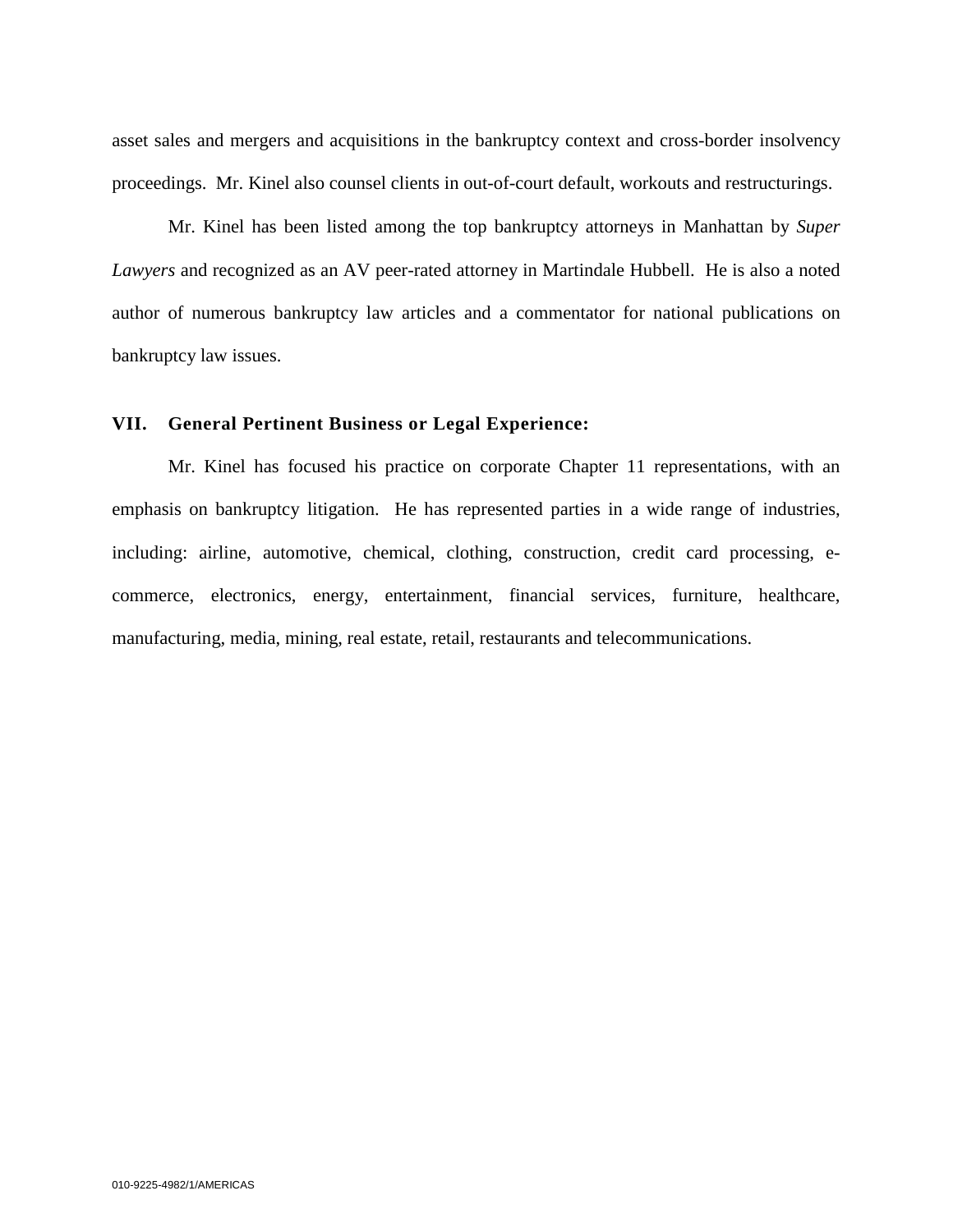asset sales and mergers and acquisitions in the bankruptcy context and cross-border insolvency proceedings. Mr. Kinel also counsel clients in out-of-court default, workouts and restructurings.

Mr. Kinel has been listed among the top bankruptcy attorneys in Manhattan by *Super Lawyers* and recognized as an AV peer-rated attorney in Martindale Hubbell. He is also a noted author of numerous bankruptcy law articles and a commentator for national publications on bankruptcy law issues.

## VII. General Pertinent Business or Legal Experience:

Mr. Kinel has focused his practice on corporate Chapter 11 representations, with an emphasis on bankruptcy litigation. He has represented parties in a wide range of industries, including: airline, automotive, chemical, clothing, construction, credit card processing, e-commerce, electronics, energy, entertainment, financial services, furniture, healthcare, manufacturing, media, mining, real estate, retail, restaurants and telecommunications.

010-9225-4982/1/AMERICAS